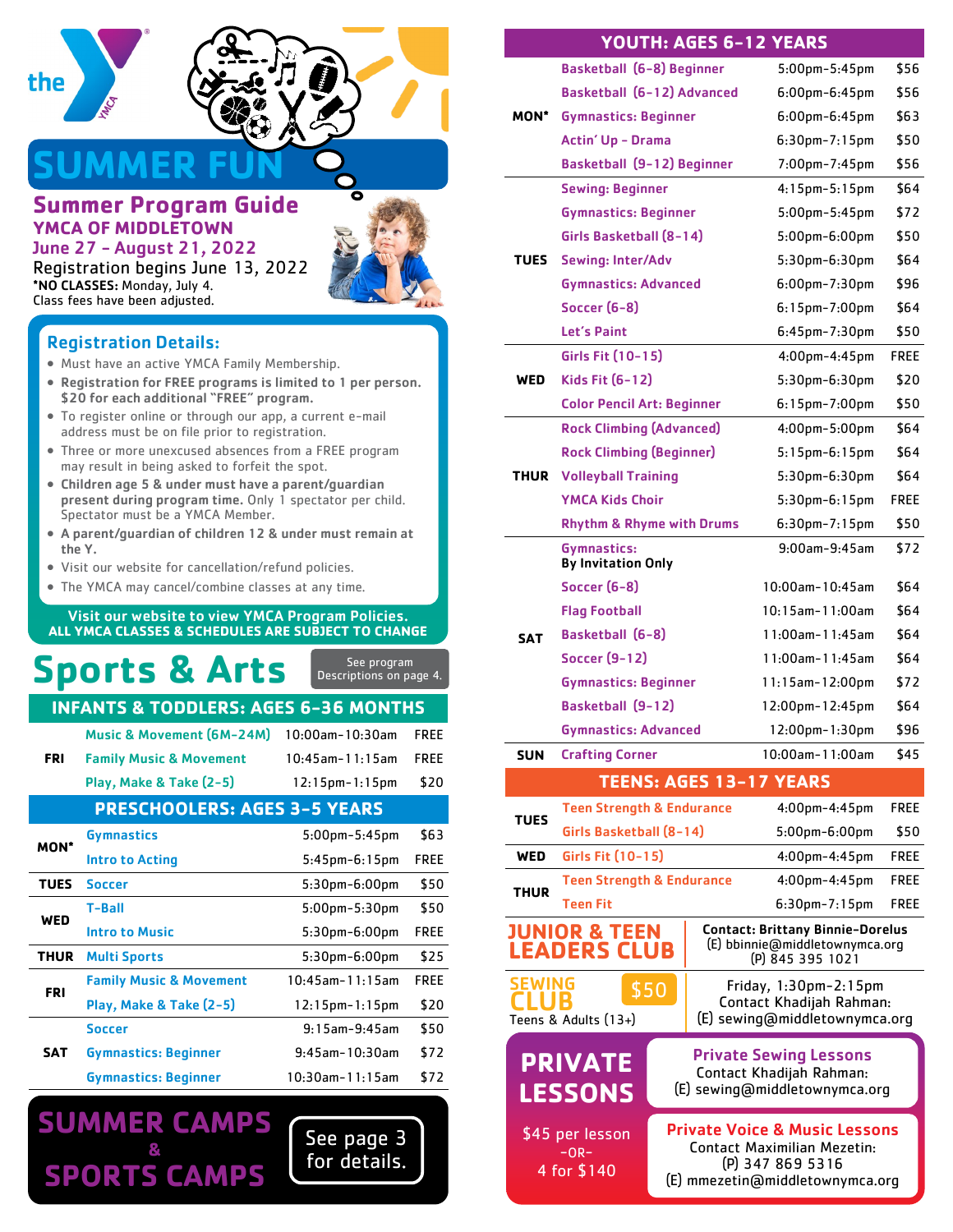# SUMMER FUN

## Summer Program Guide

**YMCA OF MIDDLETOWN**

**June 27 - August 21, 2022**

Registration begins June 13, 2022

***NO CLASSES:** Monday, July 4.

Class fees have been adjusted.

### Registration Details:

- Must have an active YMCA Family Membership.
- **Registration for FREE programs is limited to 1 per person. $20 for each additional "FREE" program.**
- To register online or through our app, a current e-mail address must be on file prior to registration.
- Three or more unexcused absences from a FREE program may result in being asked to forfeit the spot.
- **Children age 5 & under must have a parent/guardian present during program time.** Only 1 spectator per child. Spectator must be a YMCA Member.
- **A parent/guardian of children 12 & under must remain at the Y.**
- Visit our website for cancellation/refund policies.
- The YMCA may cancel/combine classes at any time.

**Visit our website to view YMCA Program Policies.**
**ALL YMCA CLASSES & SCHEDULES ARE SUBJECT TO CHANGE**

## Sports & Arts

See program Descriptions on page 4.

### INFANTS & TODDLERS: AGES 6-36 MONTHS

| Day | Program | Time | Fee |
|---|---|---|---|
| FRI | Music & Movement (6M-24M) | 10:00am-10:30am | FREE |
| | Family Music & Movement | 10:45am-11:15am | FREE |
| | Play, Make & Take (2-5) | 12:15pm-1:15pm | $20 |

### PRESCHOOLERS: AGES 3-5 YEARS

| Day | Program | Time | Fee |
|---|---|---|---|
| MON* | Gymnastics | 5:00pm-5:45pm | $63 |
| | Intro to Acting | 5:45pm-6:15pm | FREE |
| TUES | Soccer | 5:30pm-6:00pm | $50 |
| WED | T-Ball | 5:00pm-5:30pm | $50 |
| | Intro to Music | 5:30pm-6:00pm | FREE |
| THUR | Multi Sports | 5:30pm-6:00pm | $25 |
| FRI | Family Music & Movement | 10:45am-11:15am | FREE |
| | Play, Make & Take (2-5) | 12:15pm-1:15pm | $20 |
| SAT | Soccer | 9:15am-9:45am | $50 |
| | Gymnastics: Beginner | 9:45am-10:30am | $72 |
| | Gymnastics: Beginner | 10:30am-11:15am | $72 |

## SUMMER CAMPS & SPORTS CAMPS

See page 3 for details.

### YOUTH: AGES 6-12 YEARS

| Day | Program | Time | Fee |
|---|---|---|---|
| MON* | Basketball (6-8) Beginner | 5:00pm-5:45pm | $56 |
| | Basketball (6-12) Advanced | 6:00pm-6:45pm | $56 |
| | Gymnastics: Beginner | 6:00pm-6:45pm | $63 |
| | Actin' Up - Drama | 6:30pm-7:15pm | $50 |
| | Basketball (9-12) Beginner | 7:00pm-7:45pm | $56 |
| TUES | Sewing: Beginner | 4:15pm-5:15pm | $64 |
| | Gymnastics: Beginner | 5:00pm-5:45pm | $72 |
| | Girls Basketball (8-14) | 5:00pm-6:00pm | $50 |
| | Sewing: Inter/Adv | 5:30pm-6:30pm | $64 |
| | Gymnastics: Advanced | 6:00pm-7:30pm | $96 |
| | Soccer (6-8) | 6:15pm-7:00pm | $64 |
| | Let's Paint | 6:45pm-7:30pm | $50 |
| WED | Girls Fit (10-15) | 4:00pm-4:45pm | FREE |
| | Kids Fit (6-12) | 5:30pm-6:30pm | $20 |
| | Color Pencil Art: Beginner | 6:15pm-7:00pm | $50 |
| THUR | Rock Climbing (Advanced) | 4:00pm-5:00pm | $64 |
| | Rock Climbing (Beginner) | 5:15pm-6:15pm | $64 |
| | Volleyball Training | 5:30pm-6:30pm | $64 |
| | YMCA Kids Choir | 5:30pm-6:15pm | FREE |
| | Rhythm & Rhyme with Drums | 6:30pm-7:15pm | $50 |
| SAT | Gymnastics: By Invitation Only | 9:00am-9:45am | $72 |
| | Soccer (6-8) | 10:00am-10:45am | $64 |
| | Flag Football | 10:15am-11:00am | $64 |
| | Basketball (6-8) | 11:00am-11:45am | $64 |
| | Soccer (9-12) | 11:00am-11:45am | $64 |
| | Gymnastics: Beginner | 11:15am-12:00pm | $72 |
| | Basketball (9-12) | 12:00pm-12:45pm | $64 |
| | Gymnastics: Advanced | 12:00pm-1:30pm | $96 |
| SUN | Crafting Corner | 10:00am-11:00am | $45 |

### TEENS: AGES 13-17 YEARS

| Day | Program | Time | Fee |
|---|---|---|---|
| TUES | Teen Strength & Endurance | 4:00pm-4:45pm | FREE |
| | Girls Basketball (8-14) | 5:00pm-6:00pm | $50 |
| WED | Girls Fit (10-15) | 4:00pm-4:45pm | FREE |
| THUR | Teen Strength & Endurance | 4:00pm-4:45pm | FREE |
| | Teen Fit | 6:30pm-7:15pm | FREE |

### JUNIOR & TEEN LEADERS CLUB

**Contact: Brittany Binnie-Dorelus**
(E) bbinnie@middletownymca.org
(P) 845 395 1021

### SEWING CLUB — $50

Teens & Adults (13+)

Friday, 1:30pm-2:15pm
Contact Khadijah Rahman:
(E) sewing@middletownymca.org

### PRIVATE LESSONS

$45 per lesson
-OR-
4 for $140

**Private Sewing Lessons**
Contact Khadijah Rahman:
(E) sewing@middletownymca.org

**Private Voice & Music Lessons**
Contact Maximilian Mezetin:
(P) 347 869 5316
(E) mmezetin@middletownymca.org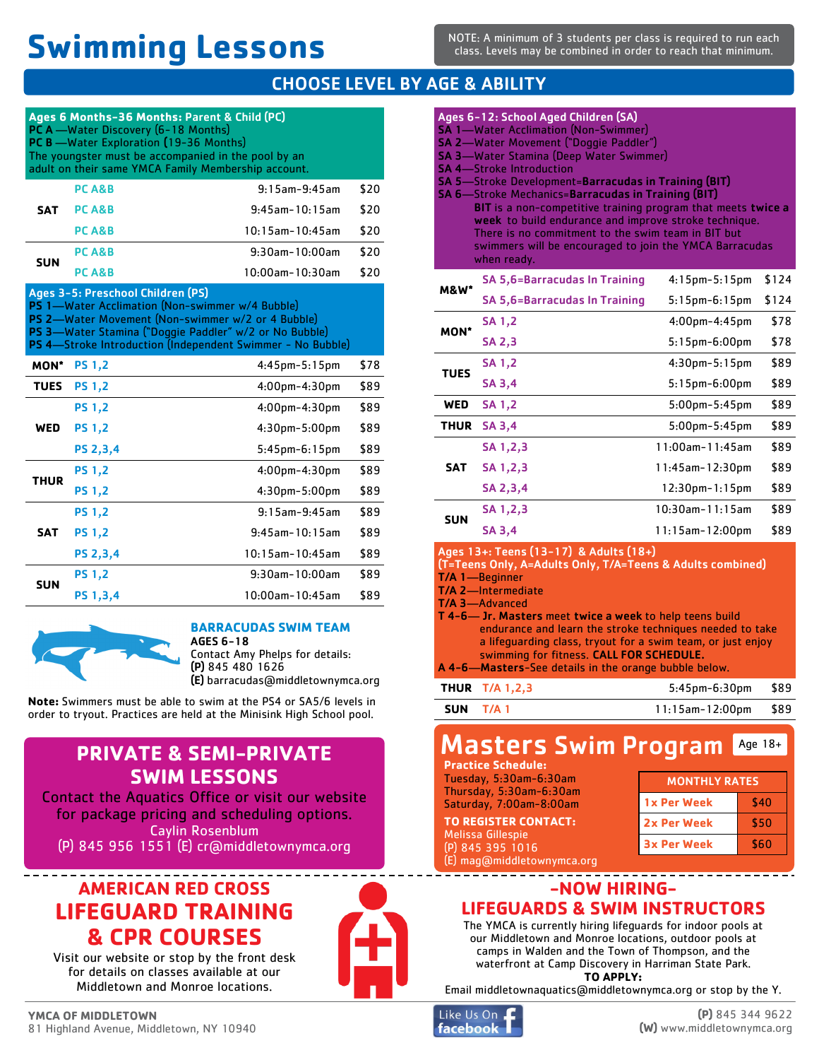# Swimming Lessons

NOTE: A minimum of 3 students per class is required to run each class. Levels may be combined in order to reach that minimum.

## CHOOSE LEVEL BY AGE & ABILITY

### Ages 6 Months-36 Months: Parent & Child (PC)

**PC A** —Water Discovery (6-18 Months)
**PC B** —Water Exploration (19-36 Months)
The youngster must be accompanied in the pool by an adult on their same YMCA Family Membership account.

| Day | Level | Time | Price |
|---|---|---|---|
| SAT | PC A&B | 9:15am-9:45am | $20 |
| | PC A&B | 9:45am-10:15am | $20 |
| | PC A&B | 10:15am-10:45am | $20 |
| SUN | PC A&B | 9:30am-10:00am | $20 |
| | PC A&B | 10:00am-10:30am | $20 |

### Ages 3-5: Preschool Children (PS)

**PS 1**—Water Acclimation (Non-swimmer w/4 Bubble)
**PS 2**—Water Movement (Non-swimmer w/2 or 4 Bubble)
**PS 3**—Water Stamina ("Doggie Paddler" w/2 or No Bubble)
**PS 4**—Stroke Introduction (Independent Swimmer - No Bubble)

| Day | Level | Time | Price |
|---|---|---|---|
| MON* | PS 1,2 | 4:45pm-5:15pm | $78 |
| TUES | PS 1,2 | 4:00pm-4:30pm | $89 |
| WED | PS 1,2 | 4:00pm-4:30pm | $89 |
| | PS 1,2 | 4:30pm-5:00pm | $89 |
| | PS 2,3,4 | 5:45pm-6:15pm | $89 |
| THUR | PS 1,2 | 4:00pm-4:30pm | $89 |
| | PS 1,2 | 4:30pm-5:00pm | $89 |
| SAT | PS 1,2 | 9:15am-9:45am | $89 |
| | PS 1,2 | 9:45am-10:15am | $89 |
| | PS 2,3,4 | 10:15am-10:45am | $89 |
| SUN | PS 1,2 | 9:30am-10:00am | $89 |
| | PS 1,3,4 | 10:00am-10:45am | $89 |

### Ages 6-12: School Aged Children (SA)

**SA 1**—Water Acclimation (Non-Swimmer)
**SA 2**—Water Movement ("Doggie Paddler")
**SA 3**—Water Stamina (Deep Water Swimmer)
**SA 4**—Stroke Introduction
**SA 5**—Stroke Development=**Barracudas in Training (BIT)**
**SA 6**—Stroke Mechanics=**Barracudas in Training (BIT)**

**BIT** is a non-competitive training program that meets **twice a week** to build endurance and improve stroke technique. There is no commitment to the swim team in BIT but swimmers will be encouraged to join the YMCA Barracudas when ready.

| Day | Level | Time | Price |
|---|---|---|---|
| M&W* | SA 5,6=Barracudas In Training | 4:15pm-5:15pm | $124 |
| | SA 5,6=Barracudas In Training | 5:15pm-6:15pm | $124 |
| MON* | SA 1,2 | 4:00pm-4:45pm | $78 |
| | SA 2,3 | 5:15pm-6:00pm | $78 |
| TUES | SA 1,2 | 4:30pm-5:15pm | $89 |
| | SA 3,4 | 5:15pm-6:00pm | $89 |
| WED | SA 1,2 | 5:00pm-5:45pm | $89 |
| THUR | SA 3,4 | 5:00pm-5:45pm | $89 |
| SAT | SA 1,2,3 | 11:00am-11:45am | $89 |
| | SA 1,2,3 | 11:45am-12:30pm | $89 |
| | SA 2,3,4 | 12:30pm-1:15pm | $89 |
| SUN | SA 1,2,3 | 10:30am-11:15am | $89 |
| | SA 3,4 | 11:15am-12:00pm | $89 |

### Ages 13+: Teens (13-17) & Adults (18+)

(T=Teens Only, A=Adults Only, T/A=Teens & Adults combined)

**T/A 1**—Beginner
**T/A 2**—Intermediate
**T/A 3**—Advanced
**T 4-6**— **Jr. Masters** meet **twice a week** to help teens build endurance and learn the stroke techniques needed to take a lifeguarding class, tryout for a swim team, or just enjoy swimming for fitness. **CALL FOR SCHEDULE.**
**A 4-6**—**Masters**-See details in the orange bubble below.

| Day | Level | Time | Price |
|---|---|---|---|
| THUR | T/A 1,2,3 | 5:45pm-6:30pm | $89 |
| SUN | T/A 1 | 11:15am-12:00pm | $89 |

### BARRACUDAS SWIM TEAM

**AGES 6-18**
Contact Amy Phelps for details:
**(P)** 845 480 1626
**(E)** barracudas@middletownymca.org

**Note:** Swimmers must be able to swim at the PS4 or SA5/6 levels in order to tryout. Practices are held at the Minisink High School pool.

## Masters Swim Program

Age 18+

**Practice Schedule:**
Tuesday, 5:30am-6:30am
Thursday, 5:30am-6:30am
Saturday, 7:00am-8:00am

**TO REGISTER CONTACT:**
Melissa Gillespie
(P) 845 395 1016
(E) mag@middletownymca.org

| MONTHLY RATES | |
|---|---|
| 1x Per Week | $40 |
| 2x Per Week | $50 |
| 3x Per Week | $60 |

## PRIVATE & SEMI-PRIVATE SWIM LESSONS

Contact the Aquatics Office or visit our website for package pricing and scheduling options.
Caylin Rosenblum
(P) 845 956 1551 (E) cr@middletownymca.org

## AMERICAN RED CROSS LIFEGUARD TRAINING & CPR COURSES

Visit our website or stop by the front desk for details on classes available at our Middletown and Monroe locations.

## -NOW HIRING- LIFEGUARDS & SWIM INSTRUCTORS

The YMCA is currently hiring lifeguards for indoor pools at our Middletown and Monroe locations, outdoor pools at camps in Walden and the Town of Thompson, and the waterfront at Camp Discovery in Harriman State Park.

**TO APPLY:**
Email middletownaquatics@middletownymca.org or stop by the Y.

**YMCA OF MIDDLETOWN**
81 Highland Avenue, Middletown, NY 10940

Like Us On facebook

**(P)** 845 344 9622
**(W)** www.middletownymca.org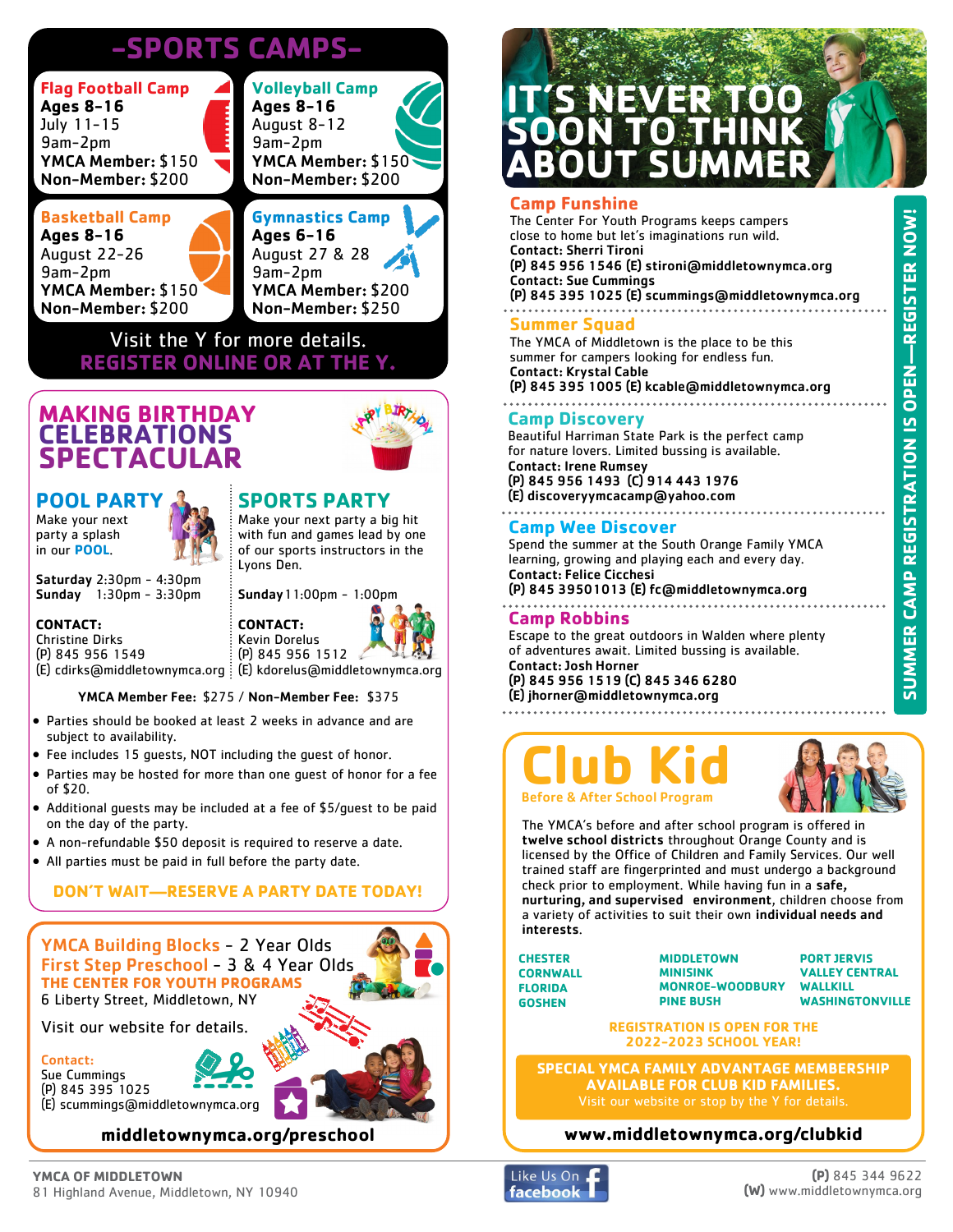# -SPORTS CAMPS-

### Flag Football Camp

**Ages 8-16**
July 11-15
9am-2pm
**YMCA Member:** $150
**Non-Member:** $200

### Volleyball Camp

**Ages 8-16**
August 8-12
9am-2pm
**YMCA Member:** $150
**Non-Member:** $200

### Basketball Camp

**Ages 8-16**
August 22-26
9am-2pm
**YMCA Member:** $150
**Non-Member:** $200

### Gymnastics Camp

**Ages 6-16**
August 27 & 28
9am-2pm
**YMCA Member:** $200
**Non-Member:** $250

Visit the Y for more details.
**REGISTER ONLINE OR AT THE Y.**

# MAKING BIRTHDAY CELEBRATIONS SPECTACULAR

## POOL PARTY

Make your next party a splash in our **POOL**.

**Saturday** 2:30pm - 4:30pm
**Sunday** 1:30pm - 3:30pm

**CONTACT:**
Christine Dirks
(P) 845 956 1549
(E) cdirks@middletownymca.org

## SPORTS PARTY

Make your next party a big hit with fun and games lead by one of our sports instructors in the Lyons Den.

**Sunday** 11:00pm - 1:00pm

**CONTACT:**
Kevin Dorelus
(P) 845 956 1512
(E) kdorelus@middletownymca.org

**YMCA Member Fee:** $275 / **Non-Member Fee:** $375

- Parties should be booked at least 2 weeks in advance and are subject to availability.
- Fee includes 15 guests, NOT including the guest of honor.
- Parties may be hosted for more than one guest of honor for a fee of $20.
- Additional guests may be included at a fee of $5/guest to be paid on the day of the party.
- A non-refundable $50 deposit is required to reserve a date.
- All parties must be paid in full before the party date.

**DON'T WAIT—RESERVE A PARTY DATE TODAY!**

**YMCA Building Blocks** - 2 Year Olds
**First Step Preschool** - 3 & 4 Year Olds
**THE CENTER FOR YOUTH PROGRAMS**
6 Liberty Street, Middletown, NY

Visit our website for details.

**Contact:**
Sue Cummings
(P) 845 395 1025
(E) scummings@middletownymca.org

**middletownymca.org/preschool**

# IT'S NEVER TOO SOON TO THINK ABOUT SUMMER

**SUMMER CAMP REGISTRATION IS OPEN—REGISTER NOW!**

### Camp Funshine

The Center For Youth Programs keeps campers close to home but let's imaginations run wild.
**Contact: Sherri Tironi**
**(P) 845 956 1546 (E) stironi@middletownymca.org**
**Contact: Sue Cummings**
**(P) 845 395 1025 (E) scummings@middletownymca.org**

### Summer Squad

The YMCA of Middletown is the place to be this summer for campers looking for endless fun.
**Contact: Krystal Cable**
**(P) 845 395 1005 (E) kcable@middletownymca.org**

### Camp Discovery

Beautiful Harriman State Park is the perfect camp for nature lovers. Limited bussing is available.
**Contact: Irene Rumsey**
**(P) 845 956 1493 (C) 914 443 1976**
**(E) discoveryymcacamp@yahoo.com**

### Camp Wee Discover

Spend the summer at the South Orange Family YMCA learning, growing and playing each and every day.
**Contact: Felice Cicchesi**
**(P) 845 39501013 (E) fc@middletownymca.org**

### Camp Robbins

Escape to the great outdoors in Walden where plenty of adventures await. Limited bussing is available.
**Contact: Josh Horner**
**(P) 845 956 1519 (C) 845 346 6280**
**(E) jhorner@middletownymca.org**

# Club Kid

**Before & After School Program**

The YMCA's before and after school program is offered in **twelve school districts** throughout Orange County and is licensed by the Office of Children and Family Services. Our well trained staff are fingerprinted and must undergo a background check prior to employment. While having fun in a **safe, nurturing, and supervised environment**, children choose from a variety of activities to suit their own **individual needs and interests**.

**CHESTER**
**CORNWALL**
**FLORIDA**
**GOSHEN**
**MIDDLETOWN**
**MINISINK**
**MONROE-WOODBURY**
**PINE BUSH**
**PORT JERVIS**
**VALLEY CENTRAL**
**WALLKILL**
**WASHINGTONVILLE**

**REGISTRATION IS OPEN FOR THE 2022-2023 SCHOOL YEAR!**

**SPECIAL YMCA FAMILY ADVANTAGE MEMBERSHIP AVAILABLE FOR CLUB KID FAMILIES.**
Visit our website or stop by the Y for details.

**www.middletownymca.org/clubkid**

**YMCA OF MIDDLETOWN**
81 Highland Avenue, Middletown, NY 10940

Like Us On facebook

**(P)** 845 344 9622
**(W)** www.middletownymca.org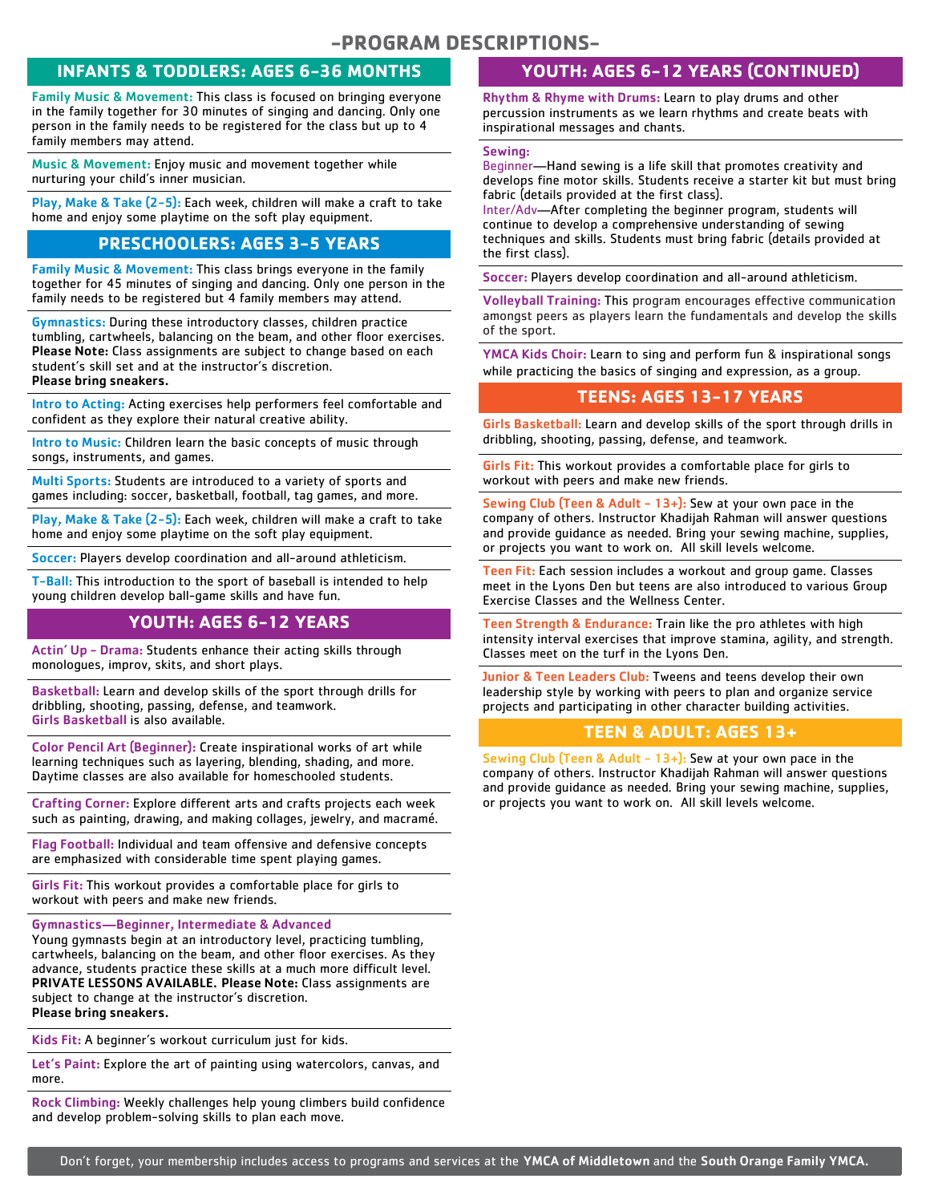# -PROGRAM DESCRIPTIONS-

## INFANTS & TODDLERS: AGES 6-36 MONTHS

**Family Music & Movement:** This class is focused on bringing everyone in the family together for 30 minutes of singing and dancing. Only one person in the family needs to be registered for the class but up to 4 family members may attend.

**Music & Movement:** Enjoy music and movement together while nurturing your child's inner musician.

**Play, Make & Take (2-5):** Each week, children will make a craft to take home and enjoy some playtime on the soft play equipment.

## PRESCHOOLERS: AGES 3-5 YEARS

**Family Music & Movement:** This class brings everyone in the family together for 45 minutes of singing and dancing. Only one person in the family needs to be registered but 4 family members may attend.

**Gymnastics:** During these introductory classes, children practice tumbling, cartwheels, balancing on the beam, and other floor exercises. **Please Note:** Class assignments are subject to change based on each student's skill set and at the instructor's discretion.
**Please bring sneakers.**

**Intro to Acting:** Acting exercises help performers feel comfortable and confident as they explore their natural creative ability.

**Intro to Music:** Children learn the basic concepts of music through songs, instruments, and games.

**Multi Sports:** Students are introduced to a variety of sports and games including: soccer, basketball, football, tag games, and more.

**Play, Make & Take (2-5):** Each week, children will make a craft to take home and enjoy some playtime on the soft play equipment.

**Soccer:** Players develop coordination and all-around athleticism.

**T-Ball:** This introduction to the sport of baseball is intended to help young children develop ball-game skills and have fun.

## YOUTH: AGES 6-12 YEARS

**Actin' Up - Drama:** Students enhance their acting skills through monologues, improv, skits, and short plays.

**Basketball:** Learn and develop skills of the sport through drills for dribbling, shooting, passing, defense, and teamwork.
**Girls Basketball** is also available.

**Color Pencil Art (Beginner):** Create inspirational works of art while learning techniques such as layering, blending, shading, and more. Daytime classes are also available for homeschooled students.

**Crafting Corner:** Explore different arts and crafts projects each week such as painting, drawing, and making collages, jewelry, and macramé.

**Flag Football:** Individual and team offensive and defensive concepts are emphasized with considerable time spent playing games.

**Girls Fit:** This workout provides a comfortable place for girls to workout with peers and make new friends.

**Gymnastics—Beginner, Intermediate & Advanced**
Young gymnasts begin at an introductory level, practicing tumbling, cartwheels, balancing on the beam, and other floor exercises. As they advance, students practice these skills at a much more difficult level. **PRIVATE LESSONS AVAILABLE. Please Note:** Class assignments are subject to change at the instructor's discretion.
**Please bring sneakers.**

**Kids Fit:** A beginner's workout curriculum just for kids.

**Let's Paint:** Explore the art of painting using watercolors, canvas, and more.

**Rock Climbing:** Weekly challenges help young climbers build confidence and develop problem-solving skills to plan each move.

## YOUTH: AGES 6-12 YEARS (CONTINUED)

**Rhythm & Rhyme with Drums:** Learn to play drums and other percussion instruments as we learn rhythms and create beats with inspirational messages and chants.

**Sewing:**
Beginner—Hand sewing is a life skill that promotes creativity and develops fine motor skills. Students receive a starter kit but must bring fabric (details provided at the first class).
Inter/Adv—After completing the beginner program, students will continue to develop a comprehensive understanding of sewing techniques and skills. Students must bring fabric (details provided at the first class).

**Soccer:** Players develop coordination and all-around athleticism.

**Volleyball Training:** This program encourages effective communication amongst peers as players learn the fundamentals and develop the skills of the sport.

**YMCA Kids Choir:** Learn to sing and perform fun & inspirational songs while practicing the basics of singing and expression, as a group.

## TEENS: AGES 13-17 YEARS

**Girls Basketball:** Learn and develop skills of the sport through drills in dribbling, shooting, passing, defense, and teamwork.

**Girls Fit:** This workout provides a comfortable place for girls to workout with peers and make new friends.

**Sewing Club (Teen & Adult - 13+):** Sew at your own pace in the company of others. Instructor Khadijah Rahman will answer questions and provide guidance as needed. Bring your sewing machine, supplies, or projects you want to work on. All skill levels welcome.

**Teen Fit:** Each session includes a workout and group game. Classes meet in the Lyons Den but teens are also introduced to various Group Exercise Classes and the Wellness Center.

**Teen Strength & Endurance:** Train like the pro athletes with high intensity interval exercises that improve stamina, agility, and strength. Classes meet on the turf in the Lyons Den.

**Junior & Teen Leaders Club:** Tweens and teens develop their own leadership style by working with peers to plan and organize service projects and participating in other character building activities.

## TEEN & ADULT: AGES 13+

**Sewing Club (Teen & Adult - 13+):** Sew at your own pace in the company of others. Instructor Khadijah Rahman will answer questions and provide guidance as needed. Bring your sewing machine, supplies, or projects you want to work on. All skill levels welcome.

Don't forget, your membership includes access to programs and services at the **YMCA of Middletown** and the **South Orange Family YMCA.**